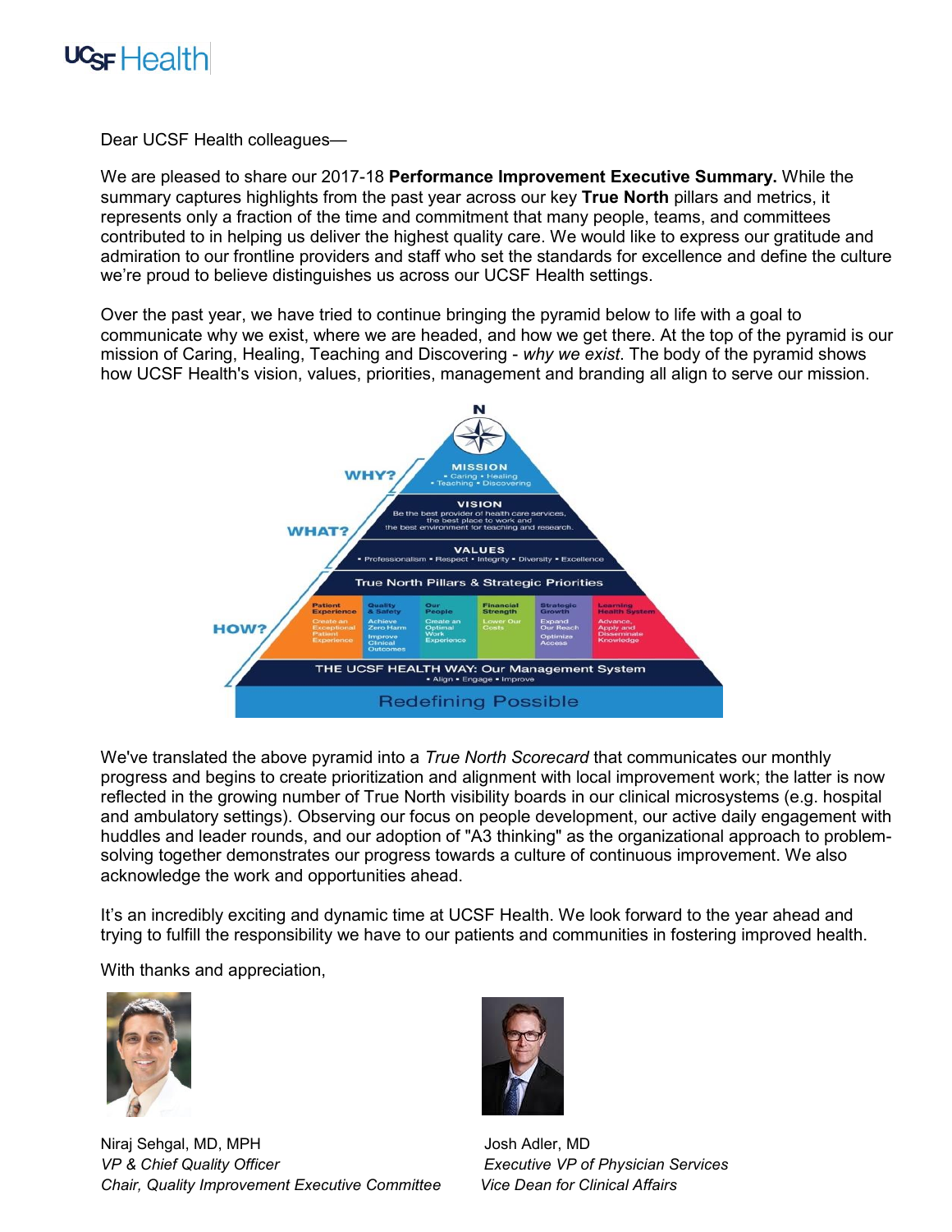Dear UCSF Health colleagues—

We are pleased to share our 2017-18 **Performance Improvement Executive Summary.** While the summary captures highlights from the past year across our key **True North** pillars and metrics, it represents only a fraction of the time and commitment that many people, teams, and committees contributed to in helping us deliver the highest quality care. We would like to express our gratitude and admiration to our frontline providers and staff who set the standards for excellence and define the culture we're proud to believe distinguishes us across our UCSF Health settings.

Over the past year, we have tried to continue bringing the pyramid below to life with a goal to communicate why we exist, where we are headed, and how we get there. At the top of the pyramid is our mission of Caring, Healing, Teaching and Discovering - *why we exist*. The body of the pyramid shows how UCSF Health's vision, values, priorities, management and branding all align to serve our mission.

N

**WHY?**

**MISSION**
- Caring • Healing
- Teaching • Discovering

**WHAT?**

**VISION**
Be the best provider of health care services, the best place to work and the best environment for teaching and research.

**VALUES**
- Professionalism • Respect • Integrity • Diversity • Excellence

**HOW?**

**True North Pillars & Strategic Priorities**

| Patient Experience | Quality & Safety | Our People | Financial Strength | Strategic Growth | Learning Health System |
|---|---|---|---|---|---|
| Create an Exceptional Patient Experience | Achieve Zero Harm; Improve Clinical Outcomes | Create an Optimal Work Experience | Lower Our Costs | Expand Our Reach; Optimize Access | Advance, Apply and Disseminate Knowledge |

**THE UCSF HEALTH WAY: Our Management System**
- Align • Engage • Improve

Redefining Possible

We've translated the above pyramid into a *True North Scorecard* that communicates our monthly progress and begins to create prioritization and alignment with local improvement work; the latter is now reflected in the growing number of True North visibility boards in our clinical microsystems (e.g. hospital and ambulatory settings). Observing our focus on people development, our active daily engagement with huddles and leader rounds, and our adoption of "A3 thinking" as the organizational approach to problem-solving together demonstrates our progress towards a culture of continuous improvement. We also acknowledge the work and opportunities ahead.

It's an incredibly exciting and dynamic time at UCSF Health. We look forward to the year ahead and trying to fulfill the responsibility we have to our patients and communities in fostering improved health.

With thanks and appreciation,

Niraj Sehgal, MD, MPH
*VP & Chief Quality Officer*
*Chair, Quality Improvement Executive Committee*

Josh Adler, MD
*Executive VP of Physician Services*
*Vice Dean for Clinical Affairs*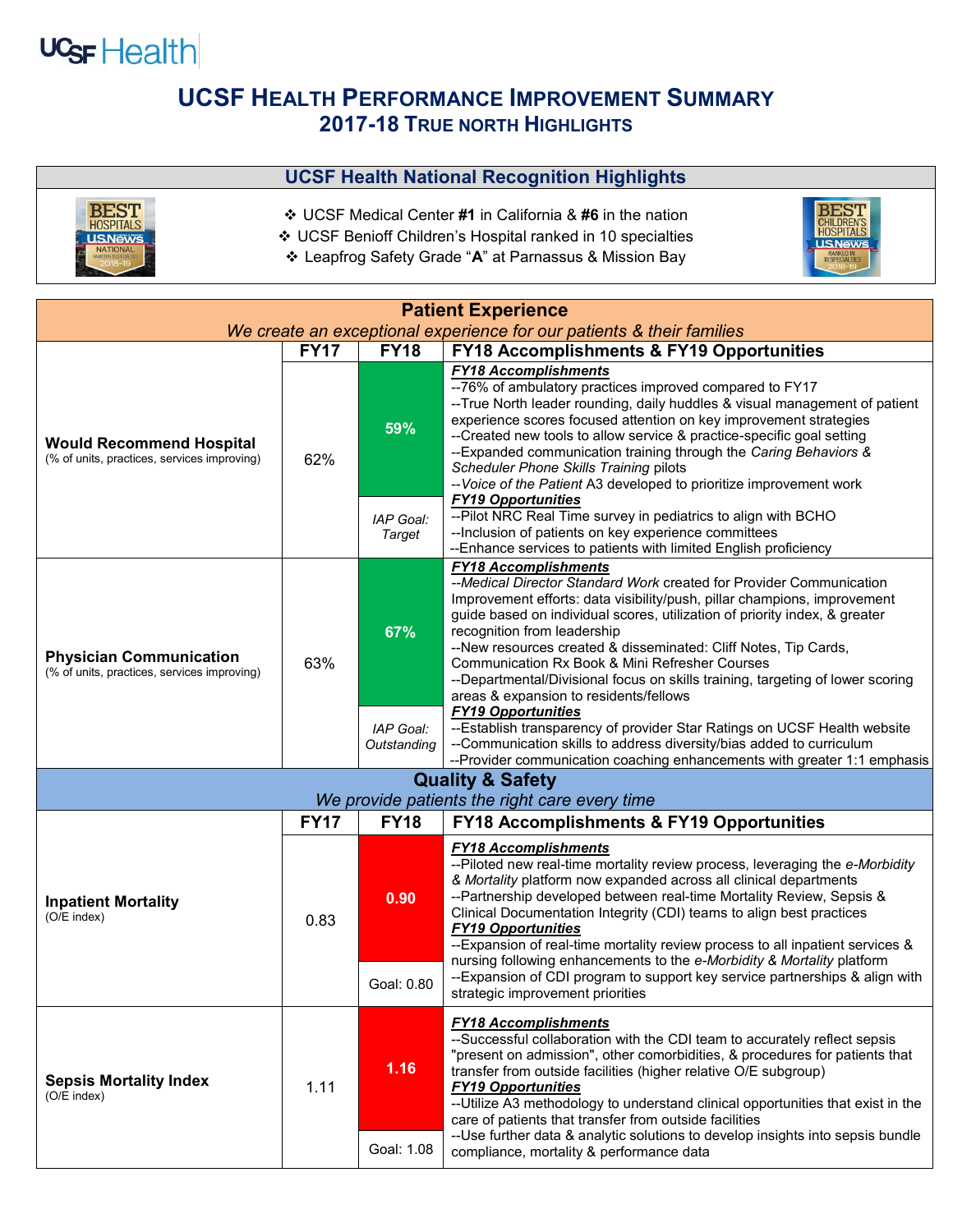# UCSF Health Performance Improvement Summary

## 2017-18 True North Highlights

### UCSF Health National Recognition Highlights

- UCSF Medical Center **#1** in California & **#6** in the nation
- UCSF Benioff Children's Hospital ranked in 10 specialties
- Leapfrog Safety Grade "**A**" at Parnassus & Mission Bay

### Patient Experience

*We create an exceptional experience for our patients & their families*

| | FY17 | FY18 | FY18 Accomplishments & FY19 Opportunities |
|---|---|---|---|
| **Would Recommend Hospital** (% of units, practices, services improving) | 62% | **59%**<br>*IAP Goal: Target* | ***FY18 Accomplishments***<br>--76% of ambulatory practices improved compared to FY17<br>--True North leader rounding, daily huddles & visual management of patient experience scores focused attention on key improvement strategies<br>--Created new tools to allow service & practice-specific goal setting<br>--Expanded communication training through the *Caring Behaviors & Scheduler Phone Skills Training* pilots<br>--*Voice of the Patient* A3 developed to prioritize improvement work<br>***FY19 Opportunities***<br>--Pilot NRC Real Time survey in pediatrics to align with BCHO<br>--Inclusion of patients on key experience committees<br>--Enhance services to patients with limited English proficiency |
| **Physician Communication** (% of units, practices, services improving) | 63% | **67%**<br>*IAP Goal: Outstanding* | ***FY18 Accomplishments***<br>--*Medical Director Standard Work* created for Provider Communication Improvement efforts: data visibility/push, pillar champions, improvement guide based on individual scores, utilization of priority index, & greater recognition from leadership<br>--New resources created & disseminated: Cliff Notes, Tip Cards, Communication Rx Book & Mini Refresher Courses<br>--Departmental/Divisional focus on skills training, targeting of lower scoring areas & expansion to residents/fellows<br>***FY19 Opportunities***<br>--Establish transparency of provider Star Ratings on UCSF Health website<br>--Communication skills to address diversity/bias added to curriculum<br>--Provider communication coaching enhancements with greater 1:1 emphasis |

### Quality & Safety

*We provide patients the right care every time*

| | FY17 | FY18 | FY18 Accomplishments & FY19 Opportunities |
|---|---|---|---|
| **Inpatient Mortality** (O/E index) | 0.83 | **0.90**<br>Goal: 0.80 | ***FY18 Accomplishments***<br>--Piloted new real-time mortality review process, leveraging the *e-Morbidity & Mortality* platform now expanded across all clinical departments<br>--Partnership developed between real-time Mortality Review, Sepsis & Clinical Documentation Integrity (CDI) teams to align best practices<br>***FY19 Opportunities***<br>--Expansion of real-time mortality review process to all inpatient services & nursing following enhancements to the *e-Morbidity & Mortality* platform<br>--Expansion of CDI program to support key service partnerships & align with strategic improvement priorities |
| **Sepsis Mortality Index** (O/E index) | 1.11 | **1.16**<br>Goal: 1.08 | ***FY18 Accomplishments***<br>--Successful collaboration with the CDI team to accurately reflect sepsis "present on admission", other comorbidities, & procedures for patients that transfer from outside facilities (higher relative O/E subgroup)<br>***FY19 Opportunities***<br>--Utilize A3 methodology to understand clinical opportunities that exist in the care of patients that transfer from outside facilities<br>--Use further data & analytic solutions to develop insights into sepsis bundle compliance, mortality & performance data |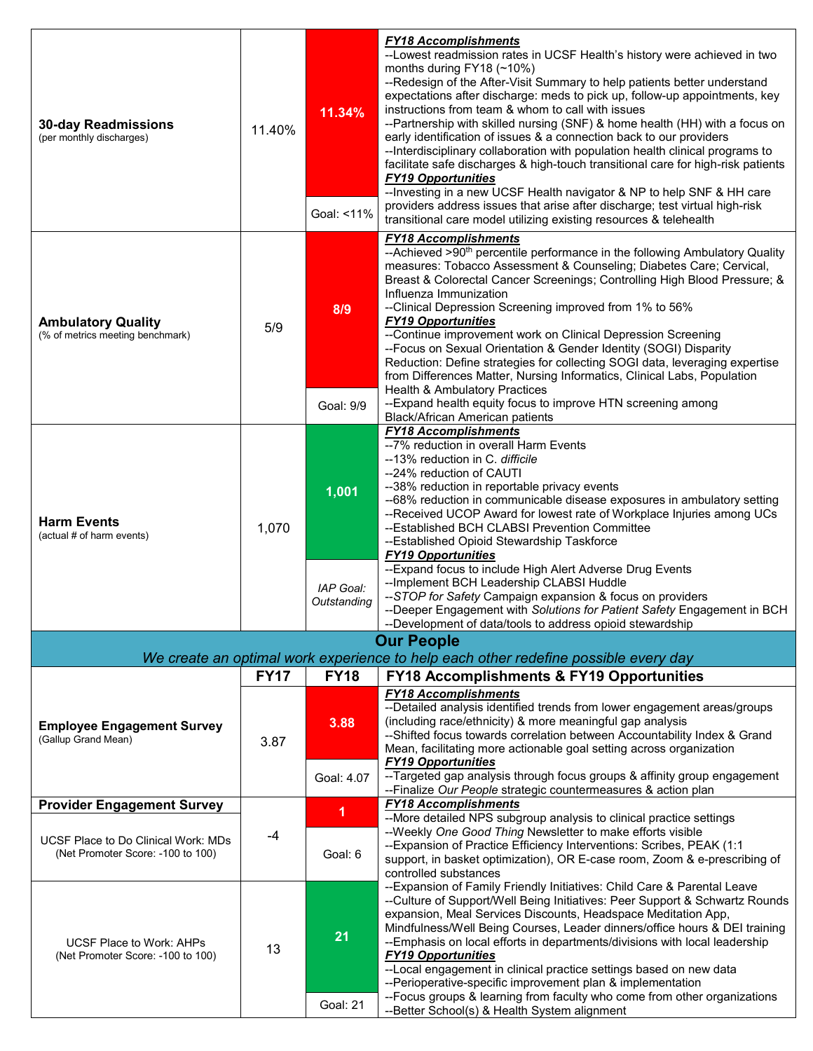| | | | |
|---|---|---|---|
| **30-day Readmissions** (per monthly discharges) | 11.40% | **11.34%** Goal: <11% | ***FY18 Accomplishments*** --Lowest readmission rates in UCSF Health's history were achieved in two months during FY18 (~10%) --Redesign of the After-Visit Summary to help patients better understand expectations after discharge: meds to pick up, follow-up appointments, key instructions from team & whom to call with issues --Partnership with skilled nursing (SNF) & home health (HH) with a focus on early identification of issues & a connection back to our providers --Interdisciplinary collaboration with population health clinical programs to facilitate safe discharges & high-touch transitional care for high-risk patients ***FY19 Opportunities*** --Investing in a new UCSF Health navigator & NP to help SNF & HH care providers address issues that arise after discharge; test virtual high-risk transitional care model utilizing existing resources & telehealth |
| **Ambulatory Quality** (% of metrics meeting benchmark) | 5/9 | **8/9** Goal: 9/9 | ***FY18 Accomplishments*** --Achieved >90th percentile performance in the following Ambulatory Quality measures: Tobacco Assessment & Counseling; Diabetes Care; Cervical, Breast & Colorectal Cancer Screenings; Controlling High Blood Pressure; & Influenza Immunization --Clinical Depression Screening improved from 1% to 56% ***FY19 Opportunities*** --Continue improvement work on Clinical Depression Screening --Focus on Sexual Orientation & Gender Identity (SOGI) Disparity Reduction: Define strategies for collecting SOGI data, leveraging expertise from Differences Matter, Nursing Informatics, Clinical Labs, Population Health & Ambulatory Practices --Expand health equity focus to improve HTN screening among Black/African American patients |
| **Harm Events** (actual # of harm events) | 1,070 | **1,001** *IAP Goal: Outstanding* | ***FY18 Accomplishments*** --7% reduction in overall Harm Events --13% reduction in C. *difficile* --24% reduction of CAUTI --38% reduction in reportable privacy events --68% reduction in communicable disease exposures in ambulatory setting --Received UCOP Award for lowest rate of Workplace Injuries among UCs --Established BCH CLABSI Prevention Committee --Established Opioid Stewardship Taskforce ***FY19 Opportunities*** --Expand focus to include High Alert Adverse Drug Events --Implement BCH Leadership CLABSI Huddle --*STOP for Safety* Campaign expansion & focus on providers --Deeper Engagement with *Solutions for Patient Safety* Engagement in BCH --Development of data/tools to address opioid stewardship |

## Our People

*We create an optimal work experience to help each other redefine possible every day*

| | FY17 | FY18 | FY18 Accomplishments & FY19 Opportunities |
|---|---|---|---|
| **Employee Engagement Survey** (Gallup Grand Mean) | 3.87 | **3.88** Goal: 4.07 | ***FY18 Accomplishments*** --Detailed analysis identified trends from lower engagement areas/groups (including race/ethnicity) & more meaningful gap analysis --Shifted focus towards correlation between Accountability Index & Grand Mean, facilitating more actionable goal setting across organization ***FY19 Opportunities*** --Targeted gap analysis through focus groups & affinity group engagement --Finalize *Our People* strategic countermeasures & action plan |
| **Provider Engagement Survey** — UCSF Place to Do Clinical Work: MDs (Net Promoter Score: -100 to 100) | -4 | **1** Goal: 6 | ***FY18 Accomplishments*** --More detailed NPS subgroup analysis to clinical practice settings --Weekly *One Good Thing* Newsletter to make efforts visible --Expansion of Practice Efficiency Interventions: Scribes, PEAK (1:1 support, in basket optimization), OR E-case room, Zoom & e-prescribing of controlled substances --Expansion of Family Friendly Initiatives: Child Care & Parental Leave --Culture of Support/Well Being Initiatives: Peer Support & Schwartz Rounds expansion, Meal Services Discounts, Headspace Meditation App, Mindfulness/Well Being Courses, Leader dinners/office hours & DEI training --Emphasis on local efforts in departments/divisions with local leadership ***FY19 Opportunities*** --Local engagement in clinical practice settings based on new data --Perioperative-specific improvement plan & implementation --Focus groups & learning from faculty who come from other organizations --Better School(s) & Health System alignment |
| UCSF Place to Work: AHPs (Net Promoter Score: -100 to 100) | 13 | **21** Goal: 21 | |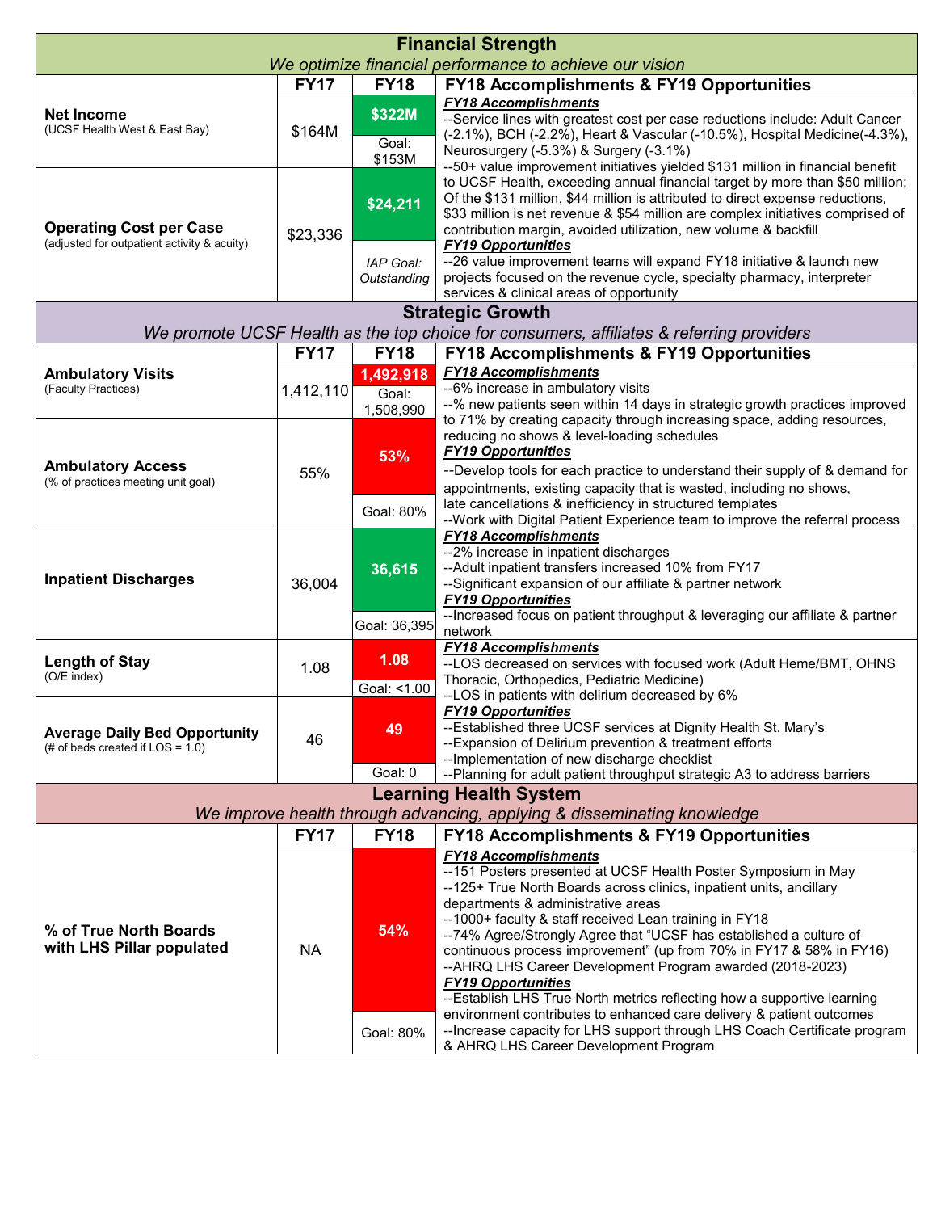## Financial Strength

*We optimize financial performance to achieve our vision*

| | FY17 | FY18 | FY18 Accomplishments & FY19 Opportunities |
|---|---|---|---|
| **Net Income** (UCSF Health West & East Bay) | $164M | **$322M** Goal: $153M | ***FY18 Accomplishments*** --Service lines with greatest cost per case reductions include: Adult Cancer (-2.1%), BCH (-2.2%), Heart & Vascular (-10.5%), Hospital Medicine(-4.3%), Neurosurgery (-5.3%) & Surgery (-3.1%) --50+ value improvement initiatives yielded $131 million in financial benefit to UCSF Health, exceeding annual financial target by more than $50 million; Of the $131 million, $44 million is attributed to direct expense reductions, $33 million is net revenue & $54 million are complex initiatives comprised of contribution margin, avoided utilization, new volume & backfill ***FY19 Opportunities*** --26 value improvement teams will expand FY18 initiative & launch new projects focused on the revenue cycle, specialty pharmacy, interpreter services & clinical areas of opportunity |
| **Operating Cost per Case** (adjusted for outpatient activity & acuity) | $23,336 | **$24,211** *IAP Goal: Outstanding* | |

## Strategic Growth

*We promote UCSF Health as the top choice for consumers, affiliates & referring providers*

| | FY17 | FY18 | FY18 Accomplishments & FY19 Opportunities |
|---|---|---|---|
| **Ambulatory Visits** (Faculty Practices) | 1,412,110 | **1,492,918** Goal: 1,508,990 | ***FY18 Accomplishments*** --6% increase in ambulatory visits --% new patients seen within 14 days in strategic growth practices improved to 71% by creating capacity through increasing space, adding resources, reducing no shows & level-loading schedules ***FY19 Opportunities*** --Develop tools for each practice to understand their supply of & demand for appointments, existing capacity that is wasted, including no shows, late cancellations & inefficiency in structured templates --Work with Digital Patient Experience team to improve the referral process |
| **Ambulatory Access** (% of practices meeting unit goal) | 55% | **53%** Goal: 80% | |
| **Inpatient Discharges** | 36,004 | **36,615** Goal: 36,395 | ***FY18 Accomplishments*** --2% increase in inpatient discharges --Adult inpatient transfers increased 10% from FY17 --Significant expansion of our affiliate & partner network ***FY19 Opportunities*** --Increased focus on patient throughput & leveraging our affiliate & partner network |
| **Length of Stay** (O/E index) | 1.08 | **1.08** Goal: <1.00 | ***FY18 Accomplishments*** --LOS decreased on services with focused work (Adult Heme/BMT, OHNS Thoracic, Orthopedics, Pediatric Medicine) --LOS in patients with delirium decreased by 6% ***FY19 Opportunities*** --Established three UCSF services at Dignity Health St. Mary's --Expansion of Delirium prevention & treatment efforts --Implementation of new discharge checklist --Planning for adult patient throughput strategic A3 to address barriers |
| **Average Daily Bed Opportunity** (# of beds created if LOS = 1.0) | 46 | **49** Goal: 0 | |

## Learning Health System

*We improve health through advancing, applying & disseminating knowledge*

| | FY17 | FY18 | FY18 Accomplishments & FY19 Opportunities |
|---|---|---|---|
| **% of True North Boards with LHS Pillar populated** | NA | **54%** Goal: 80% | ***FY18 Accomplishments*** --151 Posters presented at UCSF Health Poster Symposium in May --125+ True North Boards across clinics, inpatient units, ancillary departments & administrative areas --1000+ faculty & staff received Lean training in FY18 --74% Agree/Strongly Agree that "UCSF has established a culture of continuous process improvement" (up from 70% in FY17 & 58% in FY16) --AHRQ LHS Career Development Program awarded (2018-2023) ***FY19 Opportunities*** --Establish LHS True North metrics reflecting how a supportive learning environment contributes to enhanced care delivery & patient outcomes --Increase capacity for LHS support through LHS Coach Certificate program & AHRQ LHS Career Development Program |